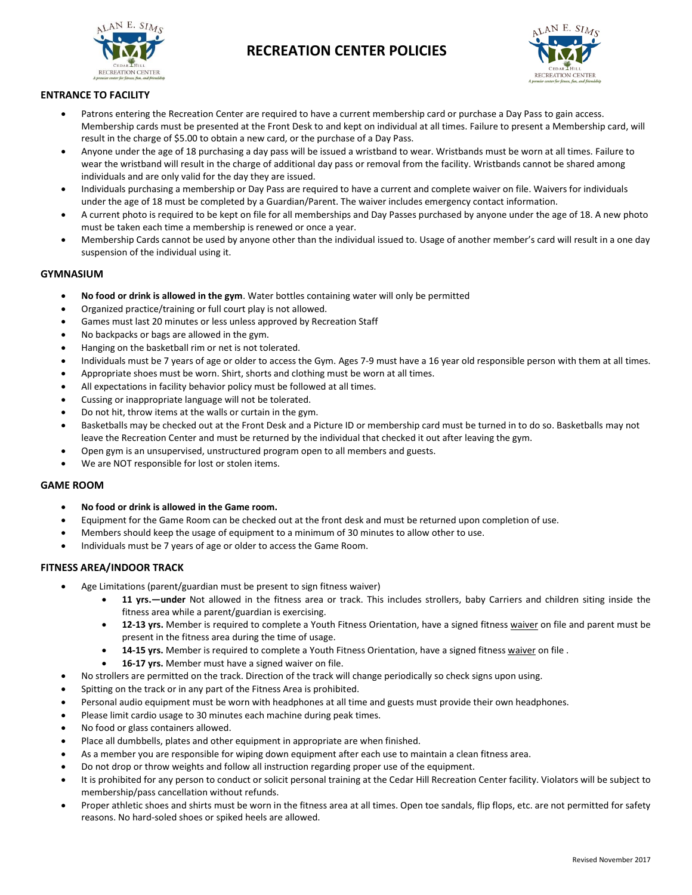# RECREATION CENTER POLICIES

## ENTRANCE TO FACILITY

- Patrons entering the Recreation Center are required to have a current membership card or purchase a Day Pass to gain access. Membership cards must be presented at the Front Desk to and kept on individual at all times. Failure to present a Membership card, will result in the charge of $5.00 to obtain a new card, or the purchase of a Day Pass.
- Anyone under the age of 18 purchasing a day pass will be issued a wristband to wear. Wristbands must be worn at all times. Failure to wear the wristband will result in the charge of additional day pass or removal from the facility. Wristbands cannot be shared among individuals and are only valid for the day they are issued.
- Individuals purchasing a membership or Day Pass are required to have a current and complete waiver on file. Waivers for individuals under the age of 18 must be completed by a Guardian/Parent. The waiver includes emergency contact information.
- A current photo is required to be kept on file for all memberships and Day Passes purchased by anyone under the age of 18. A new photo must be taken each time a membership is renewed or once a year.
- Membership Cards cannot be used by anyone other than the individual issued to. Usage of another member's card will result in a one day suspension of the individual using it.

## GYMNASIUM

- **No food or drink is allowed in the gym**. Water bottles containing water will only be permitted
- Organized practice/training or full court play is not allowed.
- Games must last 20 minutes or less unless approved by Recreation Staff
- No backpacks or bags are allowed in the gym.
- Hanging on the basketball rim or net is not tolerated.
- Individuals must be 7 years of age or older to access the Gym. Ages 7-9 must have a 16 year old responsible person with them at all times.
- Appropriate shoes must be worn. Shirt, shorts and clothing must be worn at all times.
- All expectations in facility behavior policy must be followed at all times.
- Cussing or inappropriate language will not be tolerated.
- Do not hit, throw items at the walls or curtain in the gym.
- Basketballs may be checked out at the Front Desk and a Picture ID or membership card must be turned in to do so. Basketballs may not leave the Recreation Center and must be returned by the individual that checked it out after leaving the gym.
- Open gym is an unsupervised, unstructured program open to all members and guests.
- We are NOT responsible for lost or stolen items.

## GAME ROOM

- **No food or drink is allowed in the Game room.**
- Equipment for the Game Room can be checked out at the front desk and must be returned upon completion of use.
- Members should keep the usage of equipment to a minimum of 30 minutes to allow other to use.
- Individuals must be 7 years of age or older to access the Game Room.

## FITNESS AREA/INDOOR TRACK

- Age Limitations (parent/guardian must be present to sign fitness waiver)
  - **11 yrs.—under** Not allowed in the fitness area or track. This includes strollers, baby Carriers and children siting inside the fitness area while a parent/guardian is exercising.
  - **12-13 yrs.** Member is required to complete a Youth Fitness Orientation, have a signed fitness waiver on file and parent must be present in the fitness area during the time of usage.
  - **14-15 yrs.** Member is required to complete a Youth Fitness Orientation, have a signed fitness waiver on file .
  - **16-17 yrs.** Member must have a signed waiver on file.
- No strollers are permitted on the track. Direction of the track will change periodically so check signs upon using.
- Spitting on the track or in any part of the Fitness Area is prohibited.
- Personal audio equipment must be worn with headphones at all time and guests must provide their own headphones.
- Please limit cardio usage to 30 minutes each machine during peak times.
- No food or glass containers allowed.
- Place all dumbbells, plates and other equipment in appropriate are when finished.
- As a member you are responsible for wiping down equipment after each use to maintain a clean fitness area.
- Do not drop or throw weights and follow all instruction regarding proper use of the equipment.
- It is prohibited for any person to conduct or solicit personal training at the Cedar Hill Recreation Center facility. Violators will be subject to membership/pass cancellation without refunds.
- Proper athletic shoes and shirts must be worn in the fitness area at all times. Open toe sandals, flip flops, etc. are not permitted for safety reasons. No hard-soled shoes or spiked heels are allowed.

Revised November 2017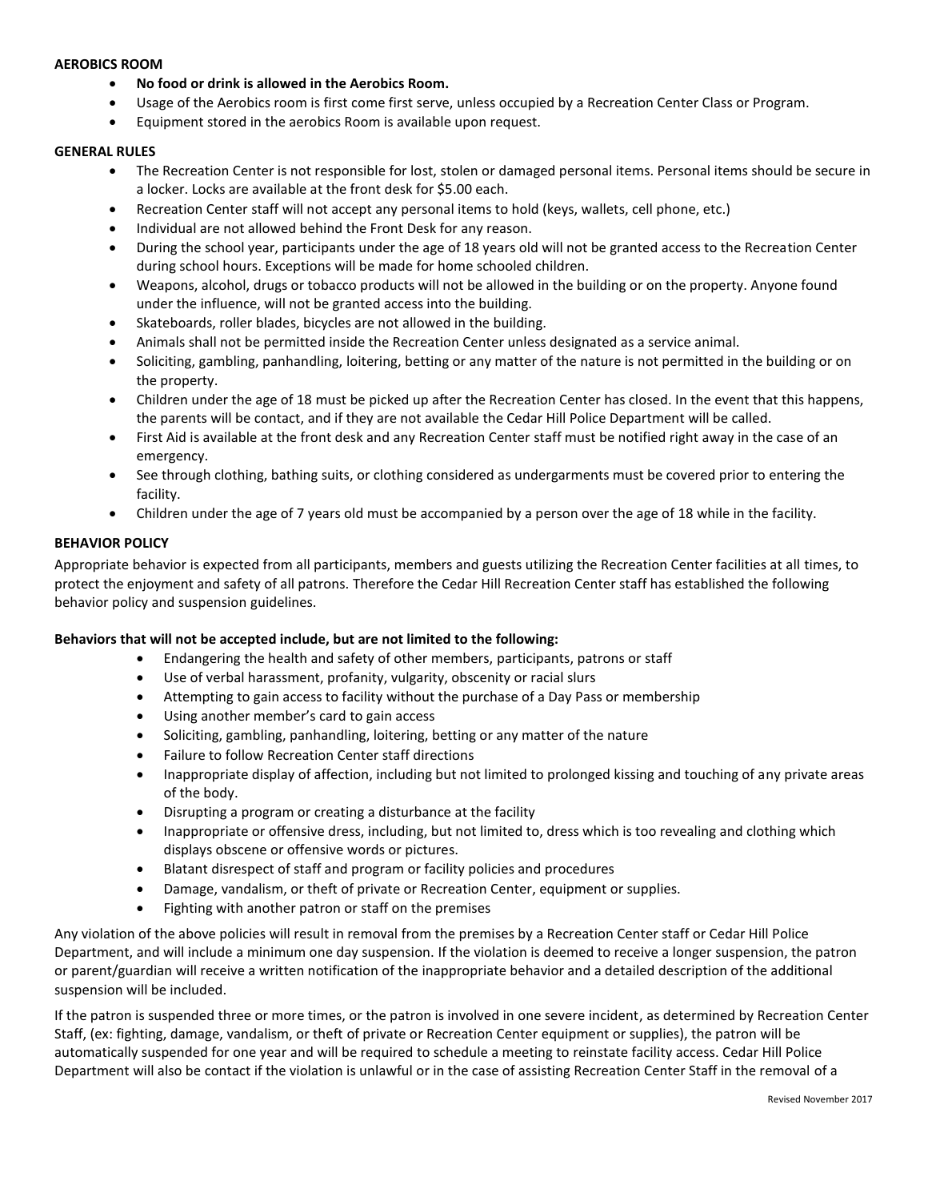**AEROBICS ROOM**

- **No food or drink is allowed in the Aerobics Room.**
- Usage of the Aerobics room is first come first serve, unless occupied by a Recreation Center Class or Program.
- Equipment stored in the aerobics Room is available upon request.

**GENERAL RULES**

- The Recreation Center is not responsible for lost, stolen or damaged personal items. Personal items should be secure in a locker. Locks are available at the front desk for $5.00 each.
- Recreation Center staff will not accept any personal items to hold (keys, wallets, cell phone, etc.)
- Individual are not allowed behind the Front Desk for any reason.
- During the school year, participants under the age of 18 years old will not be granted access to the Recreation Center during school hours. Exceptions will be made for home schooled children.
- Weapons, alcohol, drugs or tobacco products will not be allowed in the building or on the property. Anyone found under the influence, will not be granted access into the building.
- Skateboards, roller blades, bicycles are not allowed in the building.
- Animals shall not be permitted inside the Recreation Center unless designated as a service animal.
- Soliciting, gambling, panhandling, loitering, betting or any matter of the nature is not permitted in the building or on the property.
- Children under the age of 18 must be picked up after the Recreation Center has closed. In the event that this happens, the parents will be contact, and if they are not available the Cedar Hill Police Department will be called.
- First Aid is available at the front desk and any Recreation Center staff must be notified right away in the case of an emergency.
- See through clothing, bathing suits, or clothing considered as undergarments must be covered prior to entering the facility.
- Children under the age of 7 years old must be accompanied by a person over the age of 18 while in the facility.

**BEHAVIOR POLICY**

Appropriate behavior is expected from all participants, members and guests utilizing the Recreation Center facilities at all times, to protect the enjoyment and safety of all patrons. Therefore the Cedar Hill Recreation Center staff has established the following behavior policy and suspension guidelines.

**Behaviors that will not be accepted include, but are not limited to the following:**

- Endangering the health and safety of other members, participants, patrons or staff
- Use of verbal harassment, profanity, vulgarity, obscenity or racial slurs
- Attempting to gain access to facility without the purchase of a Day Pass or membership
- Using another member's card to gain access
- Soliciting, gambling, panhandling, loitering, betting or any matter of the nature
- Failure to follow Recreation Center staff directions
- Inappropriate display of affection, including but not limited to prolonged kissing and touching of any private areas of the body.
- Disrupting a program or creating a disturbance at the facility
- Inappropriate or offensive dress, including, but not limited to, dress which is too revealing and clothing which displays obscene or offensive words or pictures.
- Blatant disrespect of staff and program or facility policies and procedures
- Damage, vandalism, or theft of private or Recreation Center, equipment or supplies.
- Fighting with another patron or staff on the premises

Any violation of the above policies will result in removal from the premises by a Recreation Center staff or Cedar Hill Police Department, and will include a minimum one day suspension. If the violation is deemed to receive a longer suspension, the patron or parent/guardian will receive a written notification of the inappropriate behavior and a detailed description of the additional suspension will be included.

If the patron is suspended three or more times, or the patron is involved in one severe incident, as determined by Recreation Center Staff, (ex: fighting, damage, vandalism, or theft of private or Recreation Center equipment or supplies), the patron will be automatically suspended for one year and will be required to schedule a meeting to reinstate facility access. Cedar Hill Police Department will also be contact if the violation is unlawful or in the case of assisting Recreation Center Staff in the removal of a

Revised November 2017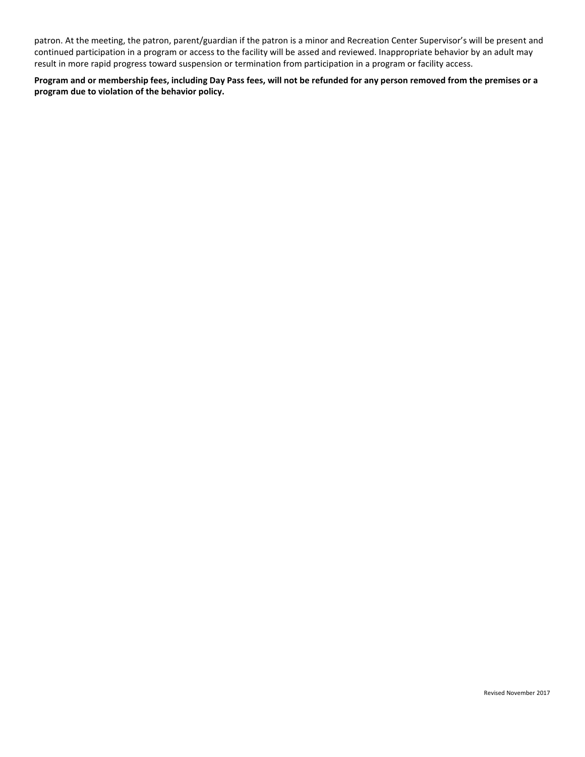patron. At the meeting, the patron, parent/guardian if the patron is a minor and Recreation Center Supervisor's will be present and continued participation in a program or access to the facility will be assed and reviewed. Inappropriate behavior by an adult may result in more rapid progress toward suspension or termination from participation in a program or facility access.

**Program and or membership fees, including Day Pass fees, will not be refunded for any person removed from the premises or a program due to violation of the behavior policy.**

Revised November 2017